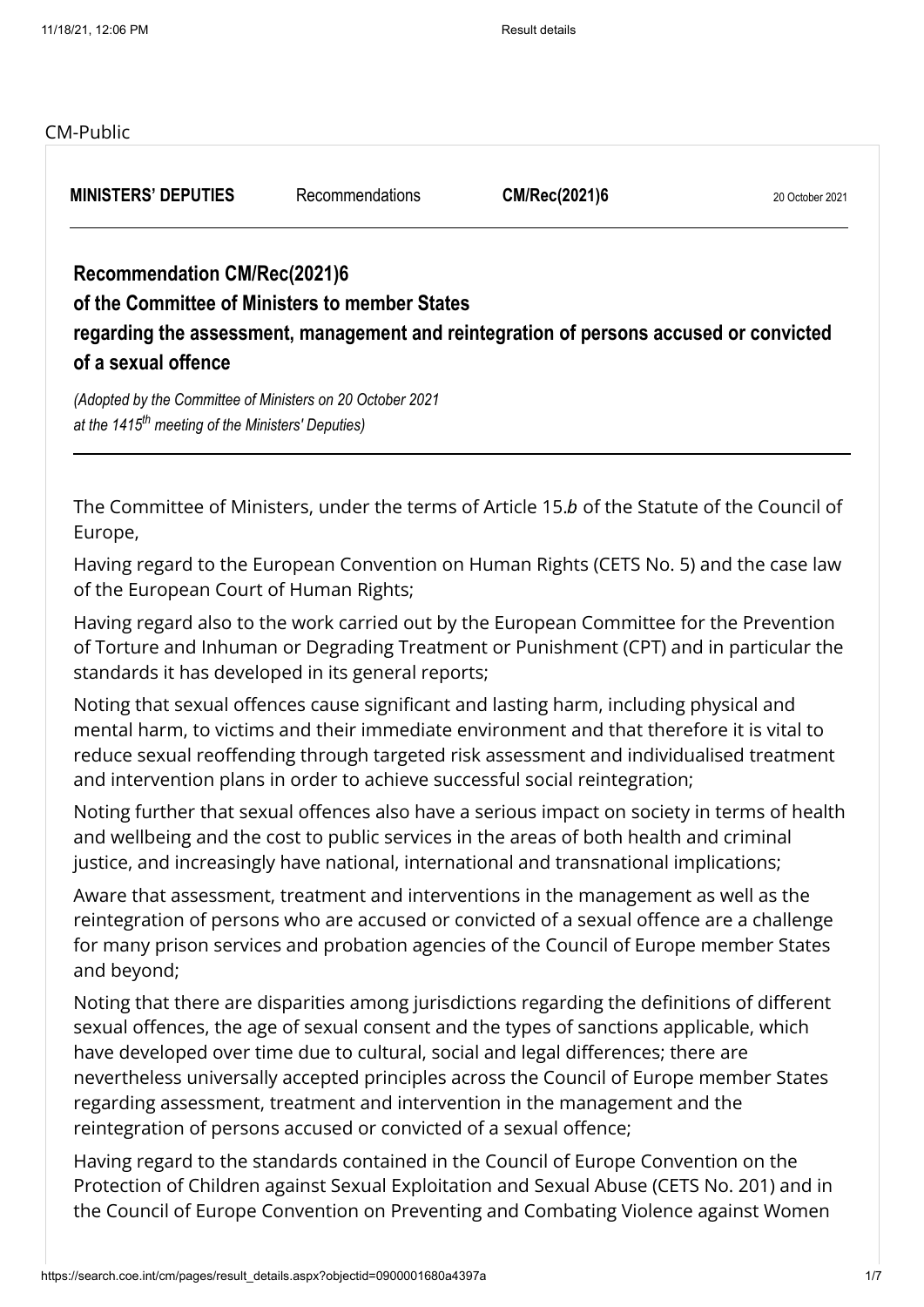CM-Public

| **MINISTERS' DEPUTIES** | Recommendations | **CM/Rec(2021)6** | 20 October 2021 |
|---|---|---|---|

## Recommendation CM/Rec(2021)6 of the Committee of Ministers to member States regarding the assessment, management and reintegration of persons accused or convicted of a sexual offence

*(Adopted by the Committee of Ministers on 20 October 2021 at the 1415th meeting of the Ministers' Deputies)*

---

The Committee of Ministers, under the terms of Article 15.*b* of the Statute of the Council of Europe,

Having regard to the European Convention on Human Rights (CETS No. 5) and the case law of the European Court of Human Rights;

Having regard also to the work carried out by the European Committee for the Prevention of Torture and Inhuman or Degrading Treatment or Punishment (CPT) and in particular the standards it has developed in its general reports;

Noting that sexual offences cause significant and lasting harm, including physical and mental harm, to victims and their immediate environment and that therefore it is vital to reduce sexual reoffending through targeted risk assessment and individualised treatment and intervention plans in order to achieve successful social reintegration;

Noting further that sexual offences also have a serious impact on society in terms of health and wellbeing and the cost to public services in the areas of both health and criminal justice, and increasingly have national, international and transnational implications;

Aware that assessment, treatment and interventions in the management as well as the reintegration of persons who are accused or convicted of a sexual offence are a challenge for many prison services and probation agencies of the Council of Europe member States and beyond;

Noting that there are disparities among jurisdictions regarding the definitions of different sexual offences, the age of sexual consent and the types of sanctions applicable, which have developed over time due to cultural, social and legal differences; there are nevertheless universally accepted principles across the Council of Europe member States regarding assessment, treatment and intervention in the management and the reintegration of persons accused or convicted of a sexual offence;

Having regard to the standards contained in the Council of Europe Convention on the Protection of Children against Sexual Exploitation and Sexual Abuse (CETS No. 201) and in the Council of Europe Convention on Preventing and Combating Violence against Women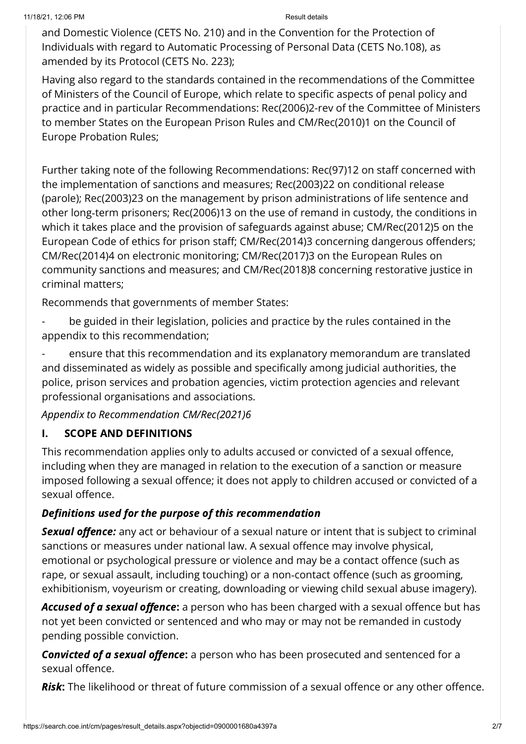and Domestic Violence (CETS No. 210) and in the Convention for the Protection of Individuals with regard to Automatic Processing of Personal Data (CETS No.108), as amended by its Protocol (CETS No. 223);

Having also regard to the standards contained in the recommendations of the Committee of Ministers of the Council of Europe, which relate to specific aspects of penal policy and practice and in particular Recommendations: Rec(2006)2-rev of the Committee of Ministers to member States on the European Prison Rules and CM/Rec(2010)1 on the Council of Europe Probation Rules;

Further taking note of the following Recommendations: Rec(97)12 on staff concerned with the implementation of sanctions and measures; Rec(2003)22 on conditional release (parole); Rec(2003)23 on the management by prison administrations of life sentence and other long-term prisoners; Rec(2006)13 on the use of remand in custody, the conditions in which it takes place and the provision of safeguards against abuse; CM/Rec(2012)5 on the European Code of ethics for prison staff; CM/Rec(2014)3 concerning dangerous offenders; CM/Rec(2014)4 on electronic monitoring; CM/Rec(2017)3 on the European Rules on community sanctions and measures; and CM/Rec(2018)8 concerning restorative justice in criminal matters;

Recommends that governments of member States:

- be guided in their legislation, policies and practice by the rules contained in the appendix to this recommendation;
- ensure that this recommendation and its explanatory memorandum are translated and disseminated as widely as possible and specifically among judicial authorities, the police, prison services and probation agencies, victim protection agencies and relevant professional organisations and associations.

*Appendix to Recommendation CM/Rec(2021)6*

## I. SCOPE AND DEFINITIONS

This recommendation applies only to adults accused or convicted of a sexual offence, including when they are managed in relation to the execution of a sanction or measure imposed following a sexual offence; it does not apply to children accused or convicted of a sexual offence.

### *Definitions used for the purpose of this recommendation*

***Sexual offence:*** any act or behaviour of a sexual nature or intent that is subject to criminal sanctions or measures under national law. A sexual offence may involve physical, emotional or psychological pressure or violence and may be a contact offence (such as rape, or sexual assault, including touching) or a non-contact offence (such as grooming, exhibitionism, voyeurism or creating, downloading or viewing child sexual abuse imagery).

***Accused of a sexual offence*:** a person who has been charged with a sexual offence but has not yet been convicted or sentenced and who may or may not be remanded in custody pending possible conviction.

***Convicted of a sexual offence*:** a person who has been prosecuted and sentenced for a sexual offence.

***Risk*:** The likelihood or threat of future commission of a sexual offence or any other offence.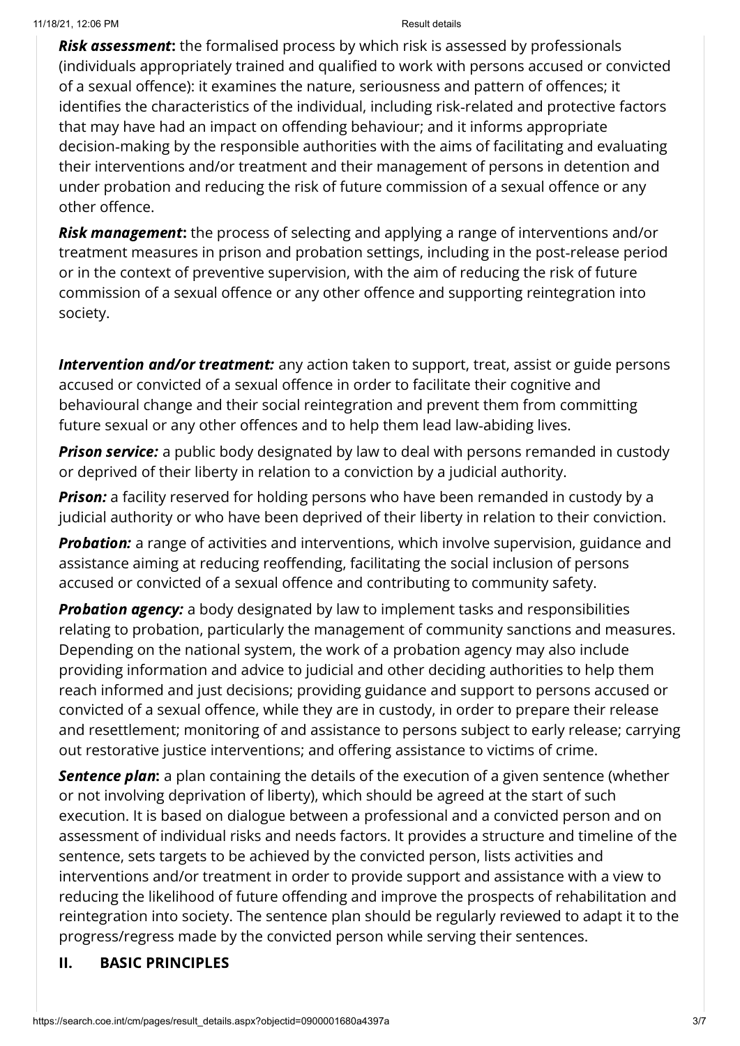***Risk assessment*****:** the formalised process by which risk is assessed by professionals (individuals appropriately trained and qualified to work with persons accused or convicted of a sexual offence): it examines the nature, seriousness and pattern of offences; it identifies the characteristics of the individual, including risk-related and protective factors that may have had an impact on offending behaviour; and it informs appropriate decision-making by the responsible authorities with the aims of facilitating and evaluating their interventions and/or treatment and their management of persons in detention and under probation and reducing the risk of future commission of a sexual offence or any other offence.

***Risk management*****:** the process of selecting and applying a range of interventions and/or treatment measures in prison and probation settings, including in the post-release period or in the context of preventive supervision, with the aim of reducing the risk of future commission of a sexual offence or any other offence and supporting reintegration into society.

***Intervention and/or treatment:*** any action taken to support, treat, assist or guide persons accused or convicted of a sexual offence in order to facilitate their cognitive and behavioural change and their social reintegration and prevent them from committing future sexual or any other offences and to help them lead law-abiding lives.

***Prison service:*** a public body designated by law to deal with persons remanded in custody or deprived of their liberty in relation to a conviction by a judicial authority.

***Prison:*** a facility reserved for holding persons who have been remanded in custody by a judicial authority or who have been deprived of their liberty in relation to their conviction.

***Probation:*** a range of activities and interventions, which involve supervision, guidance and assistance aiming at reducing reoffending, facilitating the social inclusion of persons accused or convicted of a sexual offence and contributing to community safety.

***Probation agency:*** a body designated by law to implement tasks and responsibilities relating to probation, particularly the management of community sanctions and measures. Depending on the national system, the work of a probation agency may also include providing information and advice to judicial and other deciding authorities to help them reach informed and just decisions; providing guidance and support to persons accused or convicted of a sexual offence, while they are in custody, in order to prepare their release and resettlement; monitoring of and assistance to persons subject to early release; carrying out restorative justice interventions; and offering assistance to victims of crime.

***Sentence plan*****:** a plan containing the details of the execution of a given sentence (whether or not involving deprivation of liberty), which should be agreed at the start of such execution. It is based on dialogue between a professional and a convicted person and on assessment of individual risks and needs factors. It provides a structure and timeline of the sentence, sets targets to be achieved by the convicted person, lists activities and interventions and/or treatment in order to provide support and assistance with a view to reducing the likelihood of future offending and improve the prospects of rehabilitation and reintegration into society. The sentence plan should be regularly reviewed to adapt it to the progress/regress made by the convicted person while serving their sentences.

## II. BASIC PRINCIPLES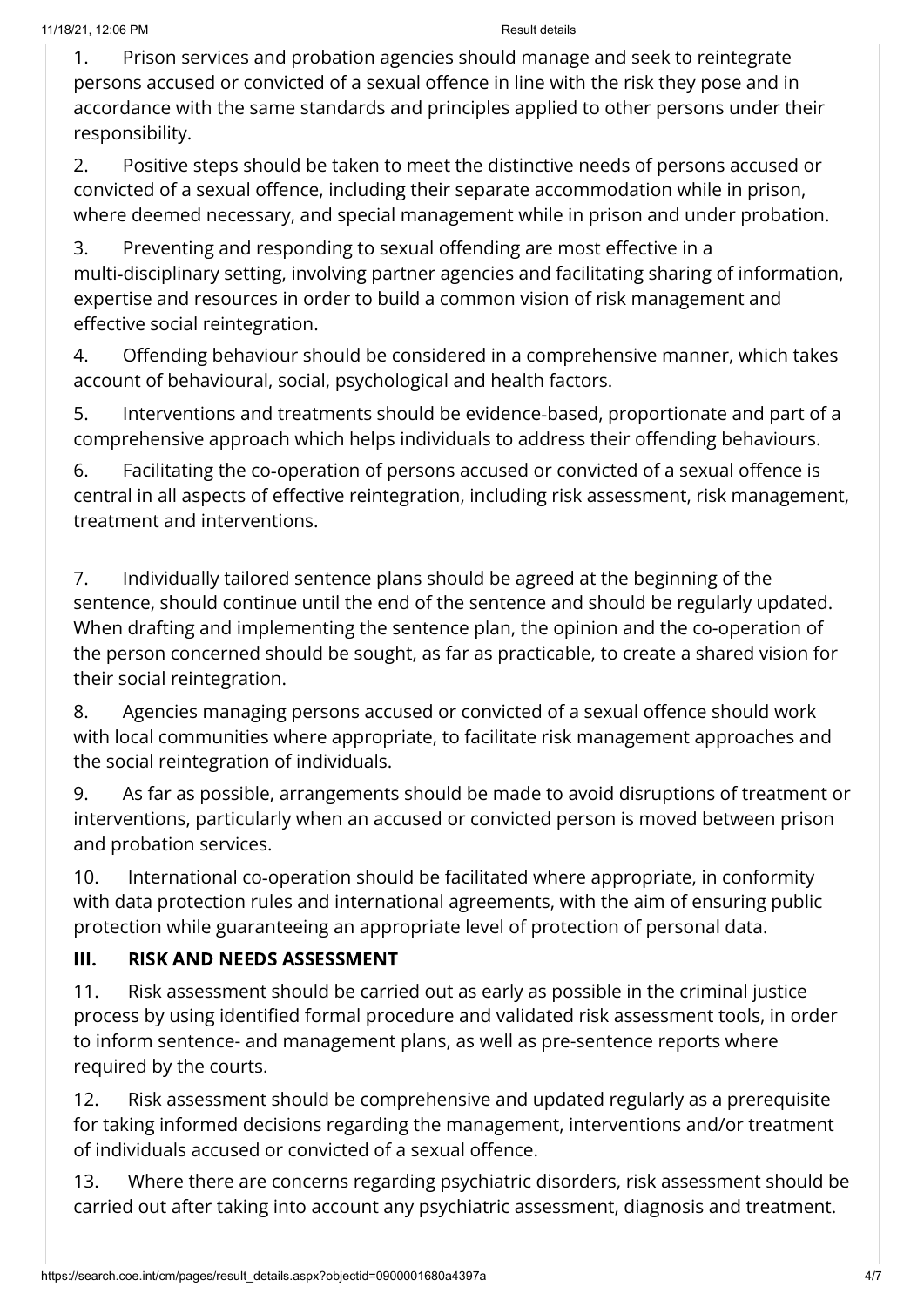1. Prison services and probation agencies should manage and seek to reintegrate persons accused or convicted of a sexual offence in line with the risk they pose and in accordance with the same standards and principles applied to other persons under their responsibility.

2. Positive steps should be taken to meet the distinctive needs of persons accused or convicted of a sexual offence, including their separate accommodation while in prison, where deemed necessary, and special management while in prison and under probation.

3. Preventing and responding to sexual offending are most effective in a multi-disciplinary setting, involving partner agencies and facilitating sharing of information, expertise and resources in order to build a common vision of risk management and effective social reintegration.

4. Offending behaviour should be considered in a comprehensive manner, which takes account of behavioural, social, psychological and health factors.

5. Interventions and treatments should be evidence-based, proportionate and part of a comprehensive approach which helps individuals to address their offending behaviours.

6. Facilitating the co-operation of persons accused or convicted of a sexual offence is central in all aspects of effective reintegration, including risk assessment, risk management, treatment and interventions.

7. Individually tailored sentence plans should be agreed at the beginning of the sentence, should continue until the end of the sentence and should be regularly updated. When drafting and implementing the sentence plan, the opinion and the co-operation of the person concerned should be sought, as far as practicable, to create a shared vision for their social reintegration.

8. Agencies managing persons accused or convicted of a sexual offence should work with local communities where appropriate, to facilitate risk management approaches and the social reintegration of individuals.

9. As far as possible, arrangements should be made to avoid disruptions of treatment or interventions, particularly when an accused or convicted person is moved between prison and probation services.

10. International co-operation should be facilitated where appropriate, in conformity with data protection rules and international agreements, with the aim of ensuring public protection while guaranteeing an appropriate level of protection of personal data.

## III. RISK AND NEEDS ASSESSMENT

11. Risk assessment should be carried out as early as possible in the criminal justice process by using identified formal procedure and validated risk assessment tools, in order to inform sentence- and management plans, as well as pre-sentence reports where required by the courts.

12. Risk assessment should be comprehensive and updated regularly as a prerequisite for taking informed decisions regarding the management, interventions and/or treatment of individuals accused or convicted of a sexual offence.

13. Where there are concerns regarding psychiatric disorders, risk assessment should be carried out after taking into account any psychiatric assessment, diagnosis and treatment.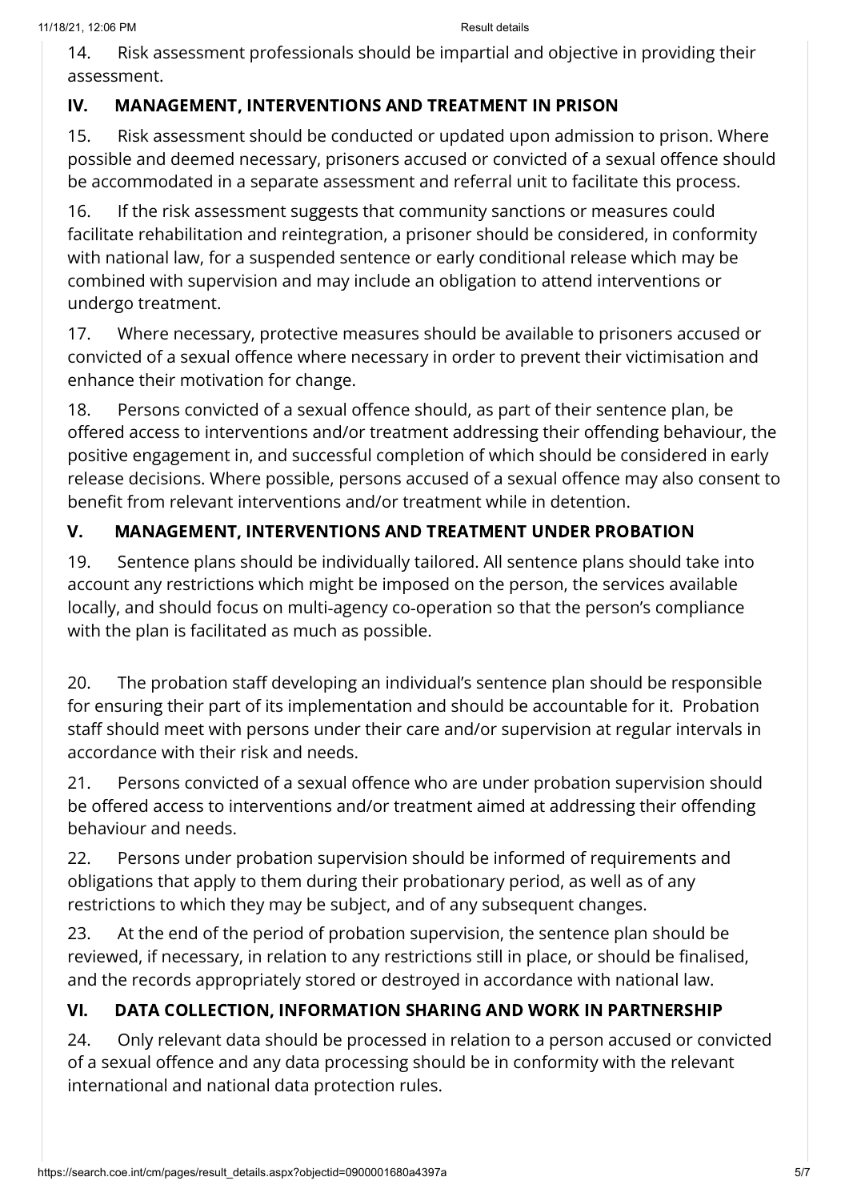14. Risk assessment professionals should be impartial and objective in providing their assessment.

## IV. MANAGEMENT, INTERVENTIONS AND TREATMENT IN PRISON

15. Risk assessment should be conducted or updated upon admission to prison. Where possible and deemed necessary, prisoners accused or convicted of a sexual offence should be accommodated in a separate assessment and referral unit to facilitate this process.

16. If the risk assessment suggests that community sanctions or measures could facilitate rehabilitation and reintegration, a prisoner should be considered, in conformity with national law, for a suspended sentence or early conditional release which may be combined with supervision and may include an obligation to attend interventions or undergo treatment.

17. Where necessary, protective measures should be available to prisoners accused or convicted of a sexual offence where necessary in order to prevent their victimisation and enhance their motivation for change.

18. Persons convicted of a sexual offence should, as part of their sentence plan, be offered access to interventions and/or treatment addressing their offending behaviour, the positive engagement in, and successful completion of which should be considered in early release decisions. Where possible, persons accused of a sexual offence may also consent to benefit from relevant interventions and/or treatment while in detention.

## V. MANAGEMENT, INTERVENTIONS AND TREATMENT UNDER PROBATION

19. Sentence plans should be individually tailored. All sentence plans should take into account any restrictions which might be imposed on the person, the services available locally, and should focus on multi-agency co-operation so that the person's compliance with the plan is facilitated as much as possible.

20. The probation staff developing an individual's sentence plan should be responsible for ensuring their part of its implementation and should be accountable for it. Probation staff should meet with persons under their care and/or supervision at regular intervals in accordance with their risk and needs.

21. Persons convicted of a sexual offence who are under probation supervision should be offered access to interventions and/or treatment aimed at addressing their offending behaviour and needs.

22. Persons under probation supervision should be informed of requirements and obligations that apply to them during their probationary period, as well as of any restrictions to which they may be subject, and of any subsequent changes.

23. At the end of the period of probation supervision, the sentence plan should be reviewed, if necessary, in relation to any restrictions still in place, or should be finalised, and the records appropriately stored or destroyed in accordance with national law.

## VI. DATA COLLECTION, INFORMATION SHARING AND WORK IN PARTNERSHIP

24. Only relevant data should be processed in relation to a person accused or convicted of a sexual offence and any data processing should be in conformity with the relevant international and national data protection rules.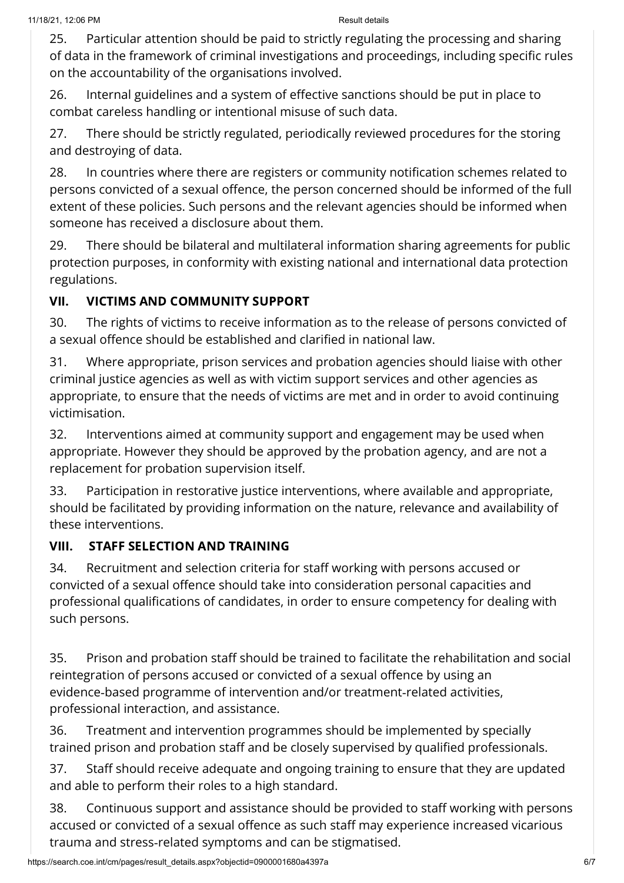25. Particular attention should be paid to strictly regulating the processing and sharing of data in the framework of criminal investigations and proceedings, including specific rules on the accountability of the organisations involved.

26. Internal guidelines and a system of effective sanctions should be put in place to combat careless handling or intentional misuse of such data.

27. There should be strictly regulated, periodically reviewed procedures for the storing and destroying of data.

28. In countries where there are registers or community notification schemes related to persons convicted of a sexual offence, the person concerned should be informed of the full extent of these policies. Such persons and the relevant agencies should be informed when someone has received a disclosure about them.

29. There should be bilateral and multilateral information sharing agreements for public protection purposes, in conformity with existing national and international data protection regulations.

## VII. VICTIMS AND COMMUNITY SUPPORT

30. The rights of victims to receive information as to the release of persons convicted of a sexual offence should be established and clarified in national law.

31. Where appropriate, prison services and probation agencies should liaise with other criminal justice agencies as well as with victim support services and other agencies as appropriate, to ensure that the needs of victims are met and in order to avoid continuing victimisation.

32. Interventions aimed at community support and engagement may be used when appropriate. However they should be approved by the probation agency, and are not a replacement for probation supervision itself.

33. Participation in restorative justice interventions, where available and appropriate, should be facilitated by providing information on the nature, relevance and availability of these interventions.

## VIII. STAFF SELECTION AND TRAINING

34. Recruitment and selection criteria for staff working with persons accused or convicted of a sexual offence should take into consideration personal capacities and professional qualifications of candidates, in order to ensure competency for dealing with such persons.

35. Prison and probation staff should be trained to facilitate the rehabilitation and social reintegration of persons accused or convicted of a sexual offence by using an evidence-based programme of intervention and/or treatment-related activities, professional interaction, and assistance.

36. Treatment and intervention programmes should be implemented by specially trained prison and probation staff and be closely supervised by qualified professionals.

37. Staff should receive adequate and ongoing training to ensure that they are updated and able to perform their roles to a high standard.

38. Continuous support and assistance should be provided to staff working with persons accused or convicted of a sexual offence as such staff may experience increased vicarious trauma and stress-related symptoms and can be stigmatised.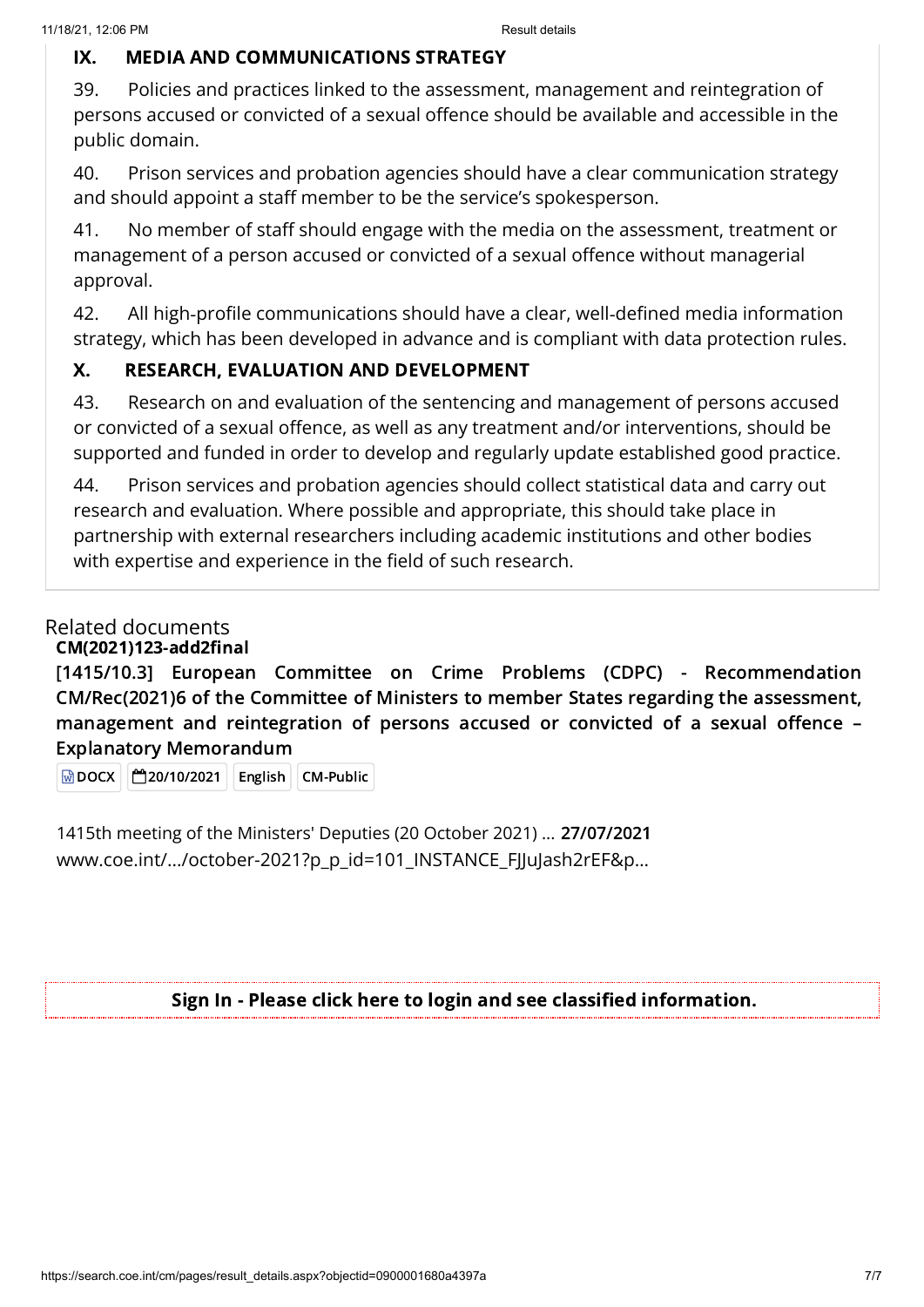## IX. MEDIA AND COMMUNICATIONS STRATEGY

39. Policies and practices linked to the assessment, management and reintegration of persons accused or convicted of a sexual offence should be available and accessible in the public domain.

40. Prison services and probation agencies should have a clear communication strategy and should appoint a staff member to be the service's spokesperson.

41. No member of staff should engage with the media on the assessment, treatment or management of a person accused or convicted of a sexual offence without managerial approval.

42. All high-profile communications should have a clear, well-defined media information strategy, which has been developed in advance and is compliant with data protection rules.

## X. RESEARCH, EVALUATION AND DEVELOPMENT

43. Research on and evaluation of the sentencing and management of persons accused or convicted of a sexual offence, as well as any treatment and/or interventions, should be supported and funded in order to develop and regularly update established good practice.

44. Prison services and probation agencies should collect statistical data and carry out research and evaluation. Where possible and appropriate, this should take place in partnership with external researchers including academic institutions and other bodies with expertise and experience in the field of such research.

Related documents

**CM(2021)123-add2final**

**[1415/10.3] European Committee on Crime Problems (CDPC) - Recommendation CM/Rec(2021)6 of the Committee of Ministers to member States regarding the assessment, management and reintegration of persons accused or convicted of a sexual offence – Explanatory Memorandum**

DOCX | 20/10/2021 | English | CM-Public

1415th meeting of the Ministers' Deputies (20 October 2021) ... **27/07/2021**
www.coe.int/.../october-2021?p_p_id=101_INSTANCE_FJJuJash2rEF&p...

**Sign In - Please click here to login and see classified information.**